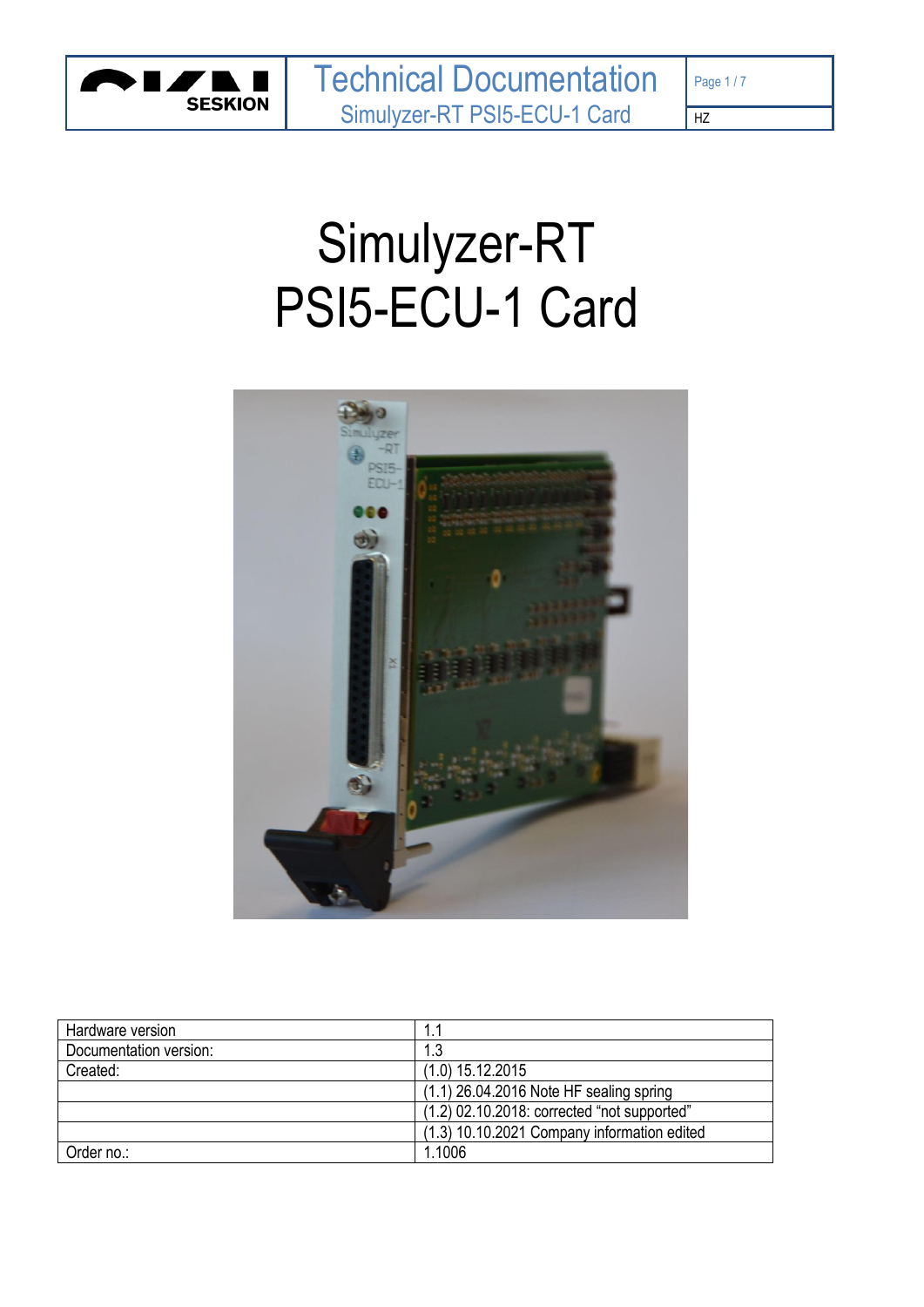# Simulyzer-RT
# PSI5-ECU-1 Card

| Hardware version | 1.1 |
|---|---|
| Documentation version: | 1.3 |
| Created: | (1.0) 15.12.2015 |
| | (1.1) 26.04.2016 Note HF sealing spring |
| | (1.2) 02.10.2018: corrected "not supported" |
| | (1.3) 10.10.2021 Company information edited |
| Order no.: | 1.1006 |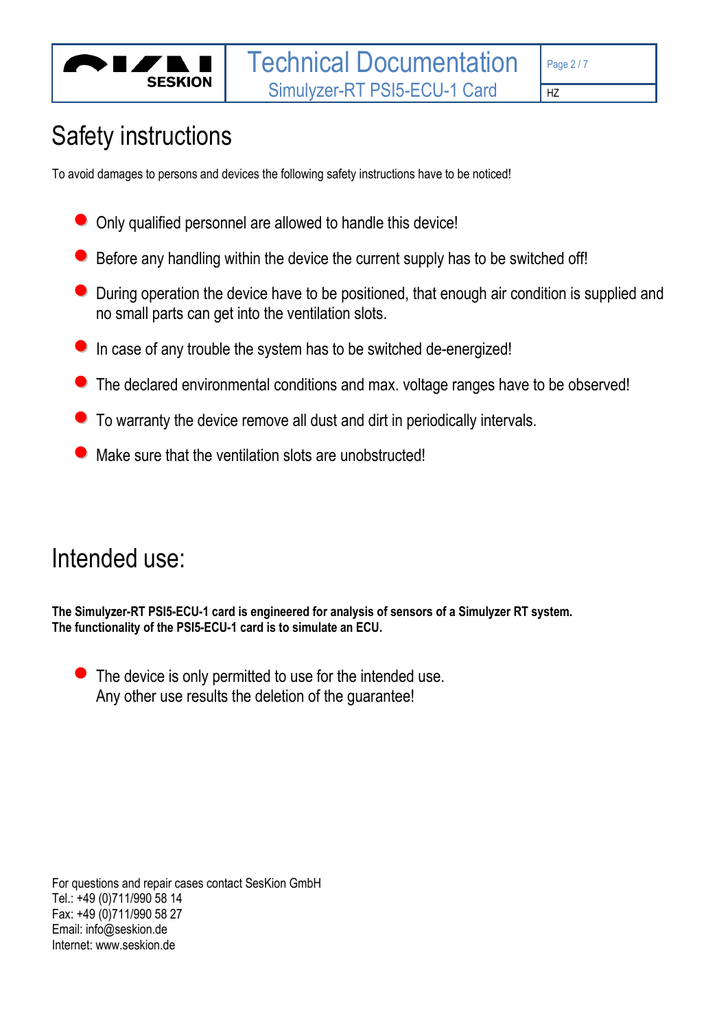# Safety instructions

To avoid damages to persons and devices the following safety instructions have to be noticed!

- Only qualified personnel are allowed to handle this device!
- Before any handling within the device the current supply has to be switched off!
- During operation the device have to be positioned, that enough air condition is supplied and no small parts can get into the ventilation slots.
- In case of any trouble the system has to be switched de-energized!
- The declared environmental conditions and max. voltage ranges have to be observed!
- To warranty the device remove all dust and dirt in periodically intervals.
- Make sure that the ventilation slots are unobstructed!

# Intended use:

**The Simulyzer-RT PSI5-ECU-1 card is engineered for analysis of sensors of a Simulyzer RT system.**
**The functionality of the PSI5-ECU-1 card is to simulate an ECU.**

- The device is only permitted to use for the intended use.
  Any other use results the deletion of the guarantee!

For questions and repair cases contact SesKion GmbH
Tel.: +49 (0)711/990 58 14
Fax: +49 (0)711/990 58 27
Email: info@seskion.de
Internet: www.seskion.de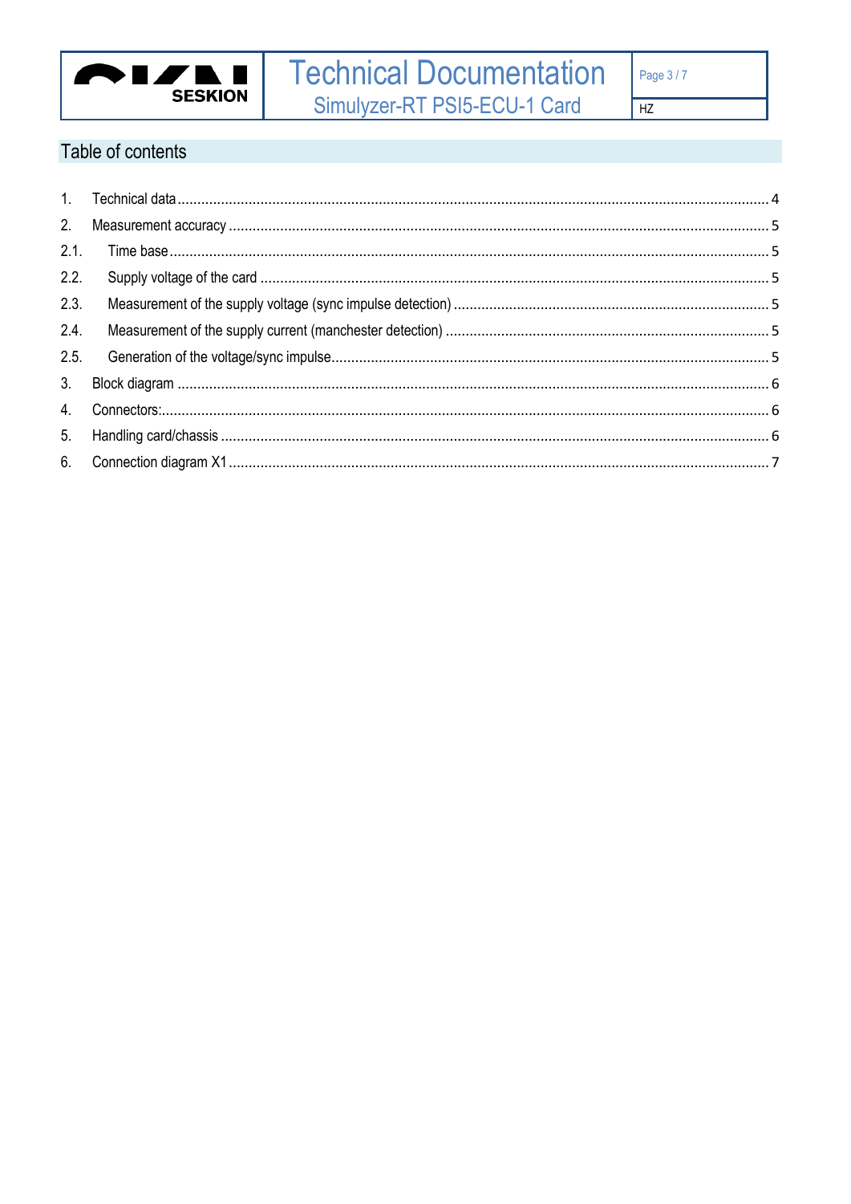# Table of contents

1. Technical data ..... 4
2. Measurement accuracy ..... 5
   - 2.1. Time base ..... 5
   - 2.2. Supply voltage of the card ..... 5
   - 2.3. Measurement of the supply voltage (sync impulse detection) ..... 5
   - 2.4. Measurement of the supply current (manchester detection) ..... 5
   - 2.5. Generation of the voltage/sync impulse ..... 5
3. Block diagram ..... 6
4. Connectors: ..... 6
5. Handling card/chassis ..... 6
6. Connection diagram X1 ..... 7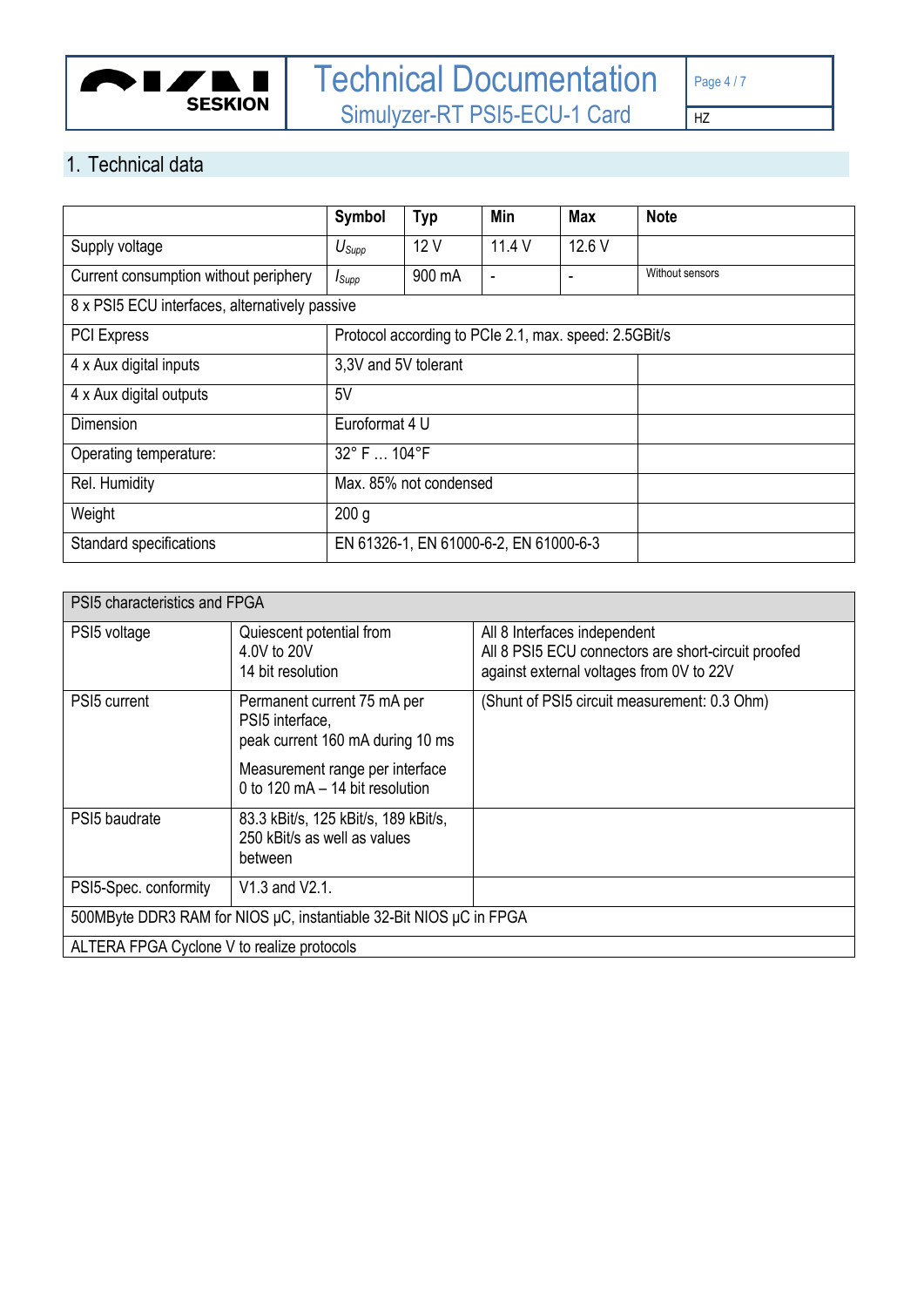## 1. Technical data

| | Symbol | Typ | Min | Max | Note |
|---|---|---|---|---|---|
| Supply voltage | $U_{Supp}$ | 12 V | 11.4 V | 12.6 V | |
| Current consumption without periphery | $I_{Supp}$ | 900 mA | - | - | Without sensors |
| 8 x PSI5 ECU interfaces, alternatively passive | | | | | |
| PCI Express | Protocol according to PCIe 2.1, max. speed: 2.5GBit/s | | | | |
| 4 x Aux digital inputs | 3,3V and 5V tolerant | | | | |
| 4 x Aux digital outputs | 5V | | | | |
| Dimension | Euroformat 4 U | | | | |
| Operating temperature: | 32° F … 104°F | | | | |
| Rel. Humidity | Max. 85% not condensed | | | | |
| Weight | 200 g | | | | |
| Standard specifications | EN 61326-1, EN 61000-6-2, EN 61000-6-3 | | | | |

| PSI5 characteristics and FPGA | | |
|---|---|---|
| PSI5 voltage | Quiescent potential from 4.0V to 20V<br>14 bit resolution | All 8 Interfaces independent<br>All 8 PSI5 ECU connectors are short-circuit proofed against external voltages from 0V to 22V |
| PSI5 current | Permanent current 75 mA per PSI5 interface,<br>peak current 160 mA during 10 ms<br>Measurement range per interface 0 to 120 mA – 14 bit resolution | (Shunt of PSI5 circuit measurement: 0.3 Ohm) |
| PSI5 baudrate | 83.3 kBit/s, 125 kBit/s, 189 kBit/s, 250 kBit/s as well as values between | |
| PSI5-Spec. conformity | V1.3 and V2.1. | |
| 500MByte DDR3 RAM for NIOS µC, instantiable 32-Bit NIOS µC in FPGA | | |
| ALTERA FPGA Cyclone V to realize protocols | | |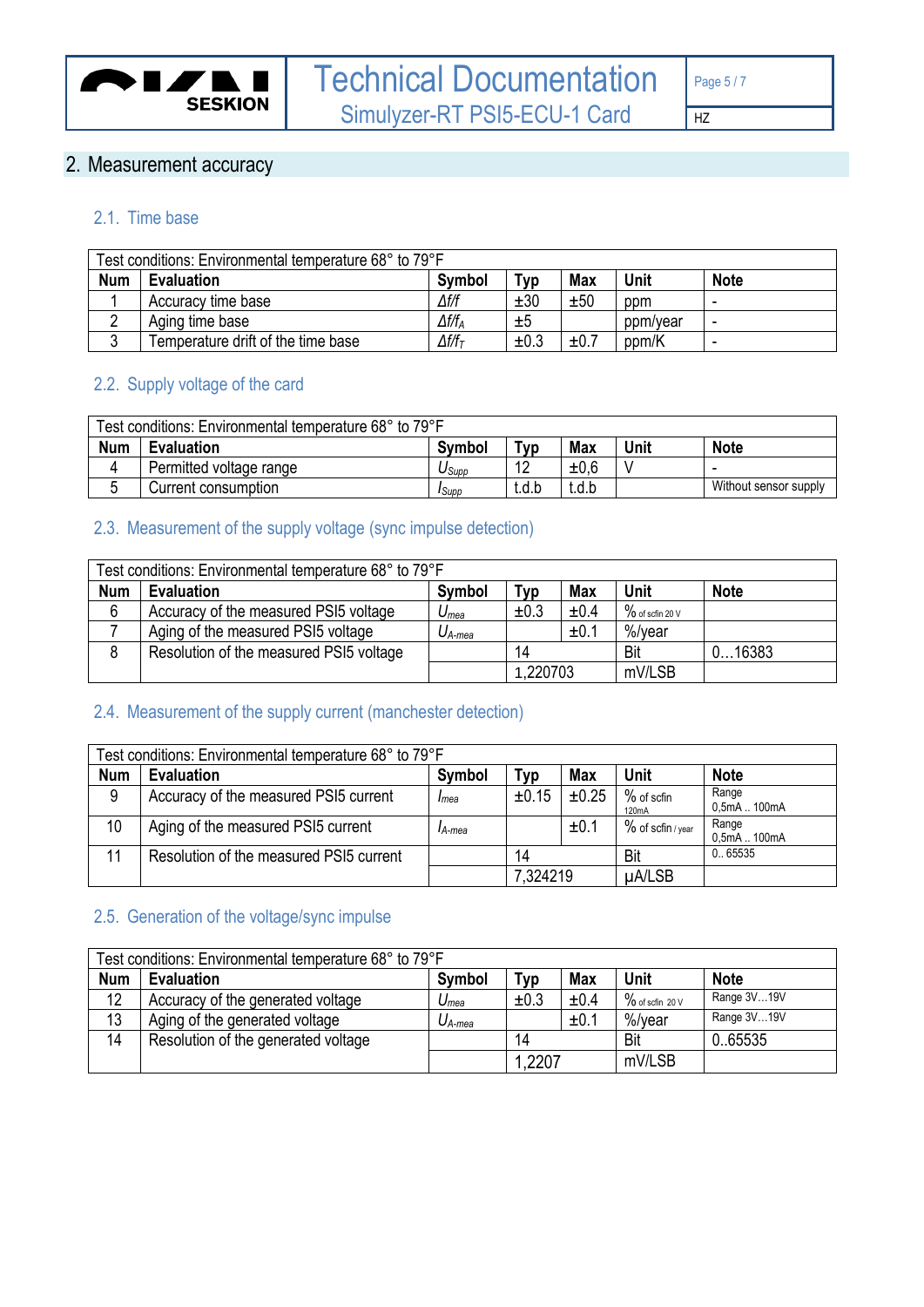## 2. Measurement accuracy

### 2.1. Time base

| Test conditions: Environmental temperature 68° to 79°F | | | | | | |
|---|---|---|---|---|---|---|
| **Num** | **Evaluation** | **Symbol** | **Typ** | **Max** | **Unit** | **Note** |
| 1 | Accuracy time base | $\Delta f/f$ | ±30 | ±50 | ppm | - |
| 2 | Aging time base | $\Delta f/f_A$ | ±5 | | ppm/year | - |
| 3 | Temperature drift of the time base | $\Delta f/f_T$ | ±0.3 | ±0.7 | ppm/K | - |

### 2.2. Supply voltage of the card

| Test conditions: Environmental temperature 68° to 79°F | | | | | | |
|---|---|---|---|---|---|---|
| **Num** | **Evaluation** | **Symbol** | **Typ** | **Max** | **Unit** | **Note** |
| 4 | Permitted voltage range | $U_{Supp}$ | 12 | ±0,6 | V | - |
| 5 | Current consumption | $I_{Supp}$ | t.d.b | t.d.b | | Without sensor supply |

### 2.3. Measurement of the supply voltage (sync impulse detection)

| Test conditions: Environmental temperature 68° to 79°F | | | | | | |
|---|---|---|---|---|---|---|
| **Num** | **Evaluation** | **Symbol** | **Typ** | **Max** | **Unit** | **Note** |
| 6 | Accuracy of the measured PSI5 voltage | $U_{mea}$ | ±0.3 | ±0.4 | % of scfin 20 V | |
| 7 | Aging of the measured PSI5 voltage | $U_{A\text{-}mea}$ | | ±0.1 | %/year | |
| 8 | Resolution of the measured PSI5 voltage | | 14 | | Bit | 0…16383 |
| | | | 1,220703 | | mV/LSB | |

### 2.4. Measurement of the supply current (manchester detection)

| Test conditions: Environmental temperature 68° to 79°F | | | | | | |
|---|---|---|---|---|---|---|
| **Num** | **Evaluation** | **Symbol** | **Typ** | **Max** | **Unit** | **Note** |
| 9 | Accuracy of the measured PSI5 current | $I_{mea}$ | ±0.15 | ±0.25 | % of scfin 120mA | Range 0,5mA .. 100mA |
| 10 | Aging of the measured PSI5 current | $I_{A\text{-}mea}$ | | ±0.1 | % of scfin / year | Range 0,5mA .. 100mA |
| 11 | Resolution of the measured PSI5 current | | 14 | | Bit | 0.. 65535 |
| | | | 7,324219 | | µA/LSB | |

### 2.5. Generation of the voltage/sync impulse

| Test conditions: Environmental temperature 68° to 79°F | | | | | | |
|---|---|---|---|---|---|---|
| **Num** | **Evaluation** | **Symbol** | **Typ** | **Max** | **Unit** | **Note** |
| 12 | Accuracy of the generated voltage | $U_{mea}$ | ±0.3 | ±0.4 | % of scfin 20 V | Range 3V…19V |
| 13 | Aging of the generated voltage | $U_{A\text{-}mea}$ | | ±0.1 | %/year | Range 3V…19V |
| 14 | Resolution of the generated voltage | | 14 | | Bit | 0..65535 |
| | | | 1,2207 | | mV/LSB | |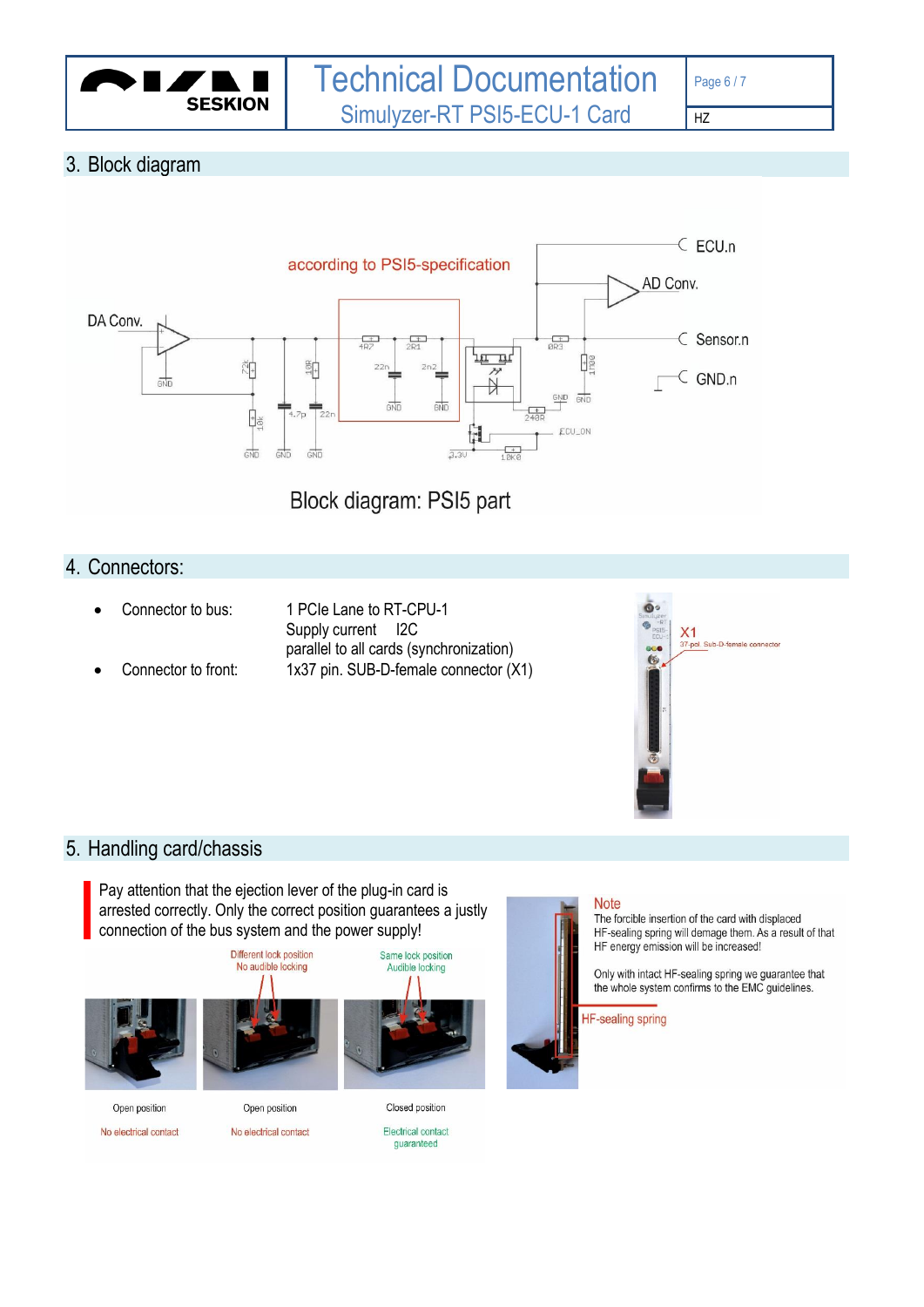## 3. Block diagram

Block diagram: PSI5 part

## 4. Connectors:

- Connector to bus: 1 PCIe Lane to RT-CPU-1
  Supply current I2C
  parallel to all cards (synchronization)
- Connector to front: 1x37 pin. SUB-D-female connector (X1)

## 5. Handling card/chassis

Pay attention that the ejection lever of the plug-in card is arrested correctly. Only the correct position guarantees a justly connection of the bus system and the power supply!

| Open position | Open position | Closed position |
|---|---|---|
| No electrical contact | No electrical contact | Electrical contact guaranteed |

**Note**
The forcible insertion of the card with displaced HF-sealing spring will damage them. As a result of that HF energy emission will be increased!

Only with intact HF-sealing spring we guarantee that the whole system confirms to the EMC guidelines.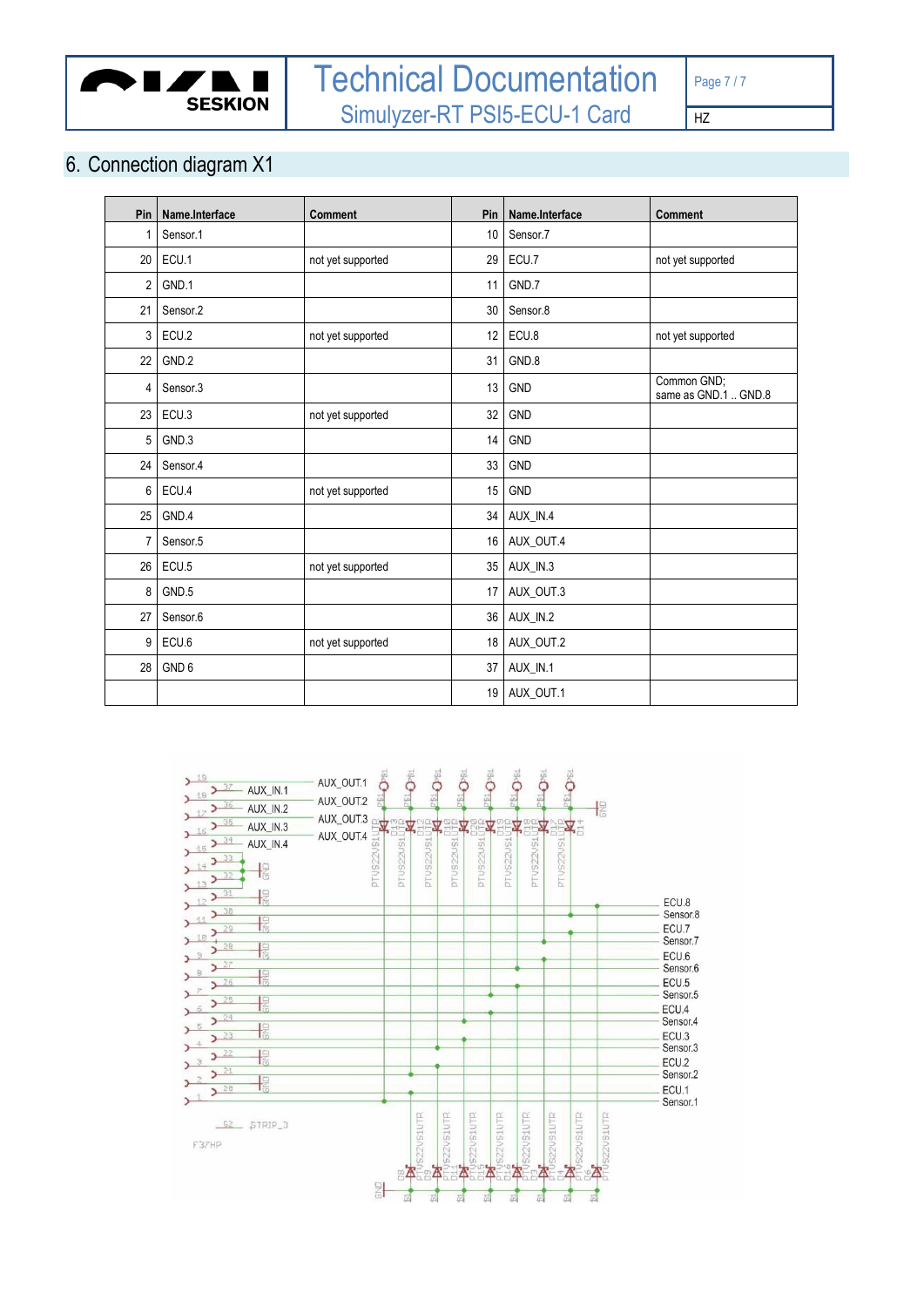## 6. Connection diagram X1

| Pin | Name.Interface | Comment | Pin | Name.Interface | Comment |
|---|---|---|---|---|---|
| 1 | Sensor.1 | | 10 | Sensor.7 | |
| 20 | ECU.1 | not yet supported | 29 | ECU.7 | not yet supported |
| 2 | GND.1 | | 11 | GND.7 | |
| 21 | Sensor.2 | | 30 | Sensor.8 | |
| 3 | ECU.2 | not yet supported | 12 | ECU.8 | not yet supported |
| 22 | GND.2 | | 31 | GND.8 | |
| 4 | Sensor.3 | | 13 | GND | Common GND; same as GND.1 .. GND.8 |
| 23 | ECU.3 | not yet supported | 32 | GND | |
| 5 | GND.3 | | 14 | GND | |
| 24 | Sensor.4 | | 33 | GND | |
| 6 | ECU.4 | not yet supported | 15 | GND | |
| 25 | GND.4 | | 34 | AUX_IN.4 | |
| 7 | Sensor.5 | | 16 | AUX_OUT.4 | |
| 26 | ECU.5 | not yet supported | 35 | AUX_IN.3 | |
| 8 | GND.5 | | 17 | AUX_OUT.3 | |
| 27 | Sensor.6 | | 36 | AUX_IN.2 | |
| 9 | ECU.6 | not yet supported | 18 | AUX_OUT.2 | |
| 28 | GND 6 | | 37 | AUX_IN.1 | |
| | | | 19 | AUX_OUT.1 | |

AUX_OUT.1
AUX_OUT.2
AUX_OUT.3
AUX_OUT.4
AUX_IN.1
AUX_IN.2
AUX_IN.3
AUX_IN.4
ECU.8
Sensor.8
ECU.7
Sensor.7
ECU.6
Sensor.6
ECU.5
Sensor.5
ECU.4
Sensor.4
ECU.3
Sensor.3
ECU.2
Sensor.2
ECU.1
Sensor.1
PTVS22VS1UTR
GND
STRIP_3
F37HP